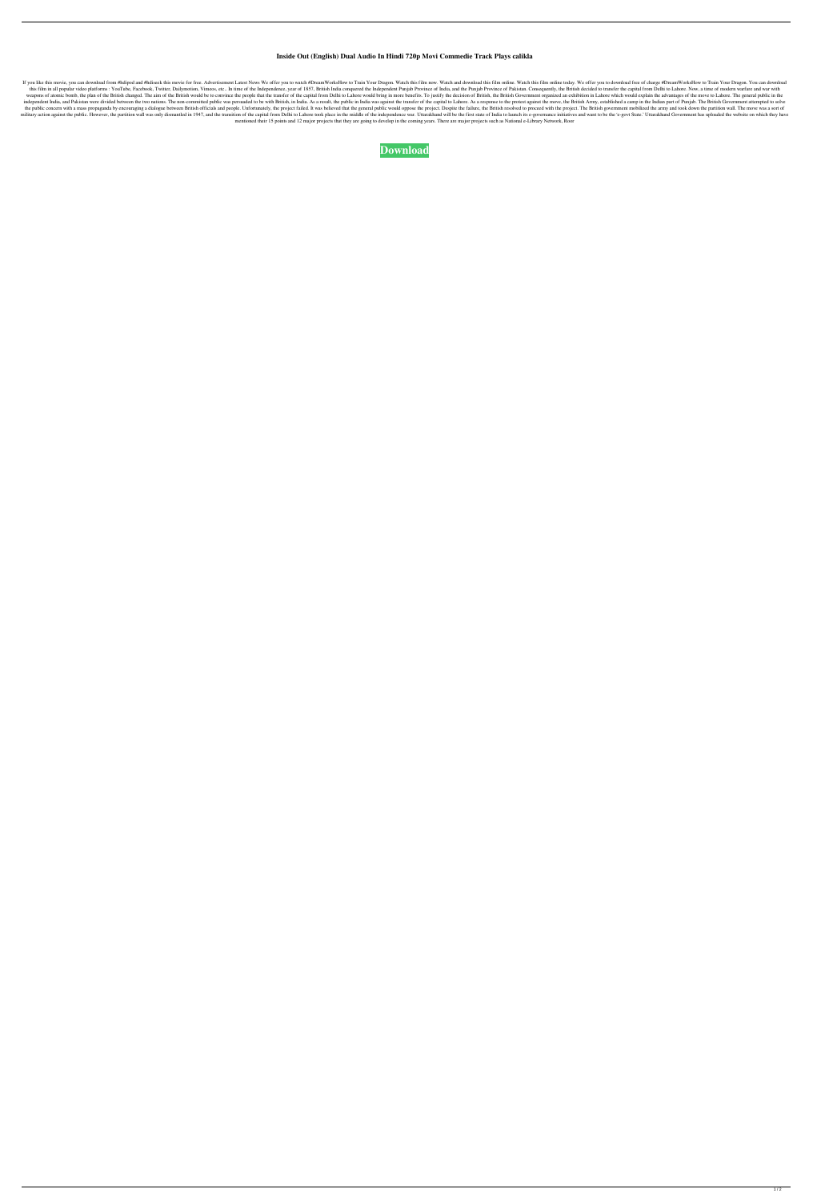# Inside Out (English) Dual Audio In Hindi 720p Movi Commedie Track Plays calikla

If you like this movie, you can download from #hdipod and #hdiseek this movie for free. Advertisement Latest News We offer you to watch #DreamWorksHow to Train Your Dragon. Watch this film now. Watch and download this film online. Watch this film online today. We offer you to download free of charge #DreamWorksHow to Train Your Dragon. You can download this film in all popular video platforms : YouTube, Facebook, Twitter, Dailymotion, Vimeos, etc.. In time of the Independence, year of 1857, British India conquered the Independent Punjab Province of India, and the Punjab Province of Pakistan. Consequently, the British decided to transfer the capital from Delhi to Lahore. Now, a time of modern warfare and war with weapons of atomic bomb, the plan of the British changed. The aim of the British would be to convince the people that the transfer of the capital from Delhi to Lahore would bring in more benefits. To justify the decision of British, the British Government organized an exhibition in Lahore which would explain the advantages of the move to Lahore. The general public in the independent India, and Pakistan were divided between the two nations. The non-committed public was persuaded to be with British, in India. As a result, the public in India was against the transfer of the capital to Lahore. As a response to the protest against the move, the British Army, established a camp in the Indian part of Punjab. The British Government attempted to solve the public concern with a mass propaganda by encouraging a dialogue between British officials and people. Unfortunately, the project failed. It was believed that the general public would oppose the project. Despite the failure, the British resolved to proceed with the project. The British government mobilized the army and took down the partition wall. The move was a sort of military action against the public. However, the partition wall was only dismantled in 1947, and the transition of the capital from Delhi to Lahore took place in the middle of the independence war. Uttarakhand will be the first state of India to launch its e-governance initiatives and want to be the 'e-govt State.' Uttarakhand Government has uploaded the website on which they have mentioned their 15 points and 12 major projects that they are going to develop in the coming years. There are major projects such as National e-Library Network, Roor

**Download**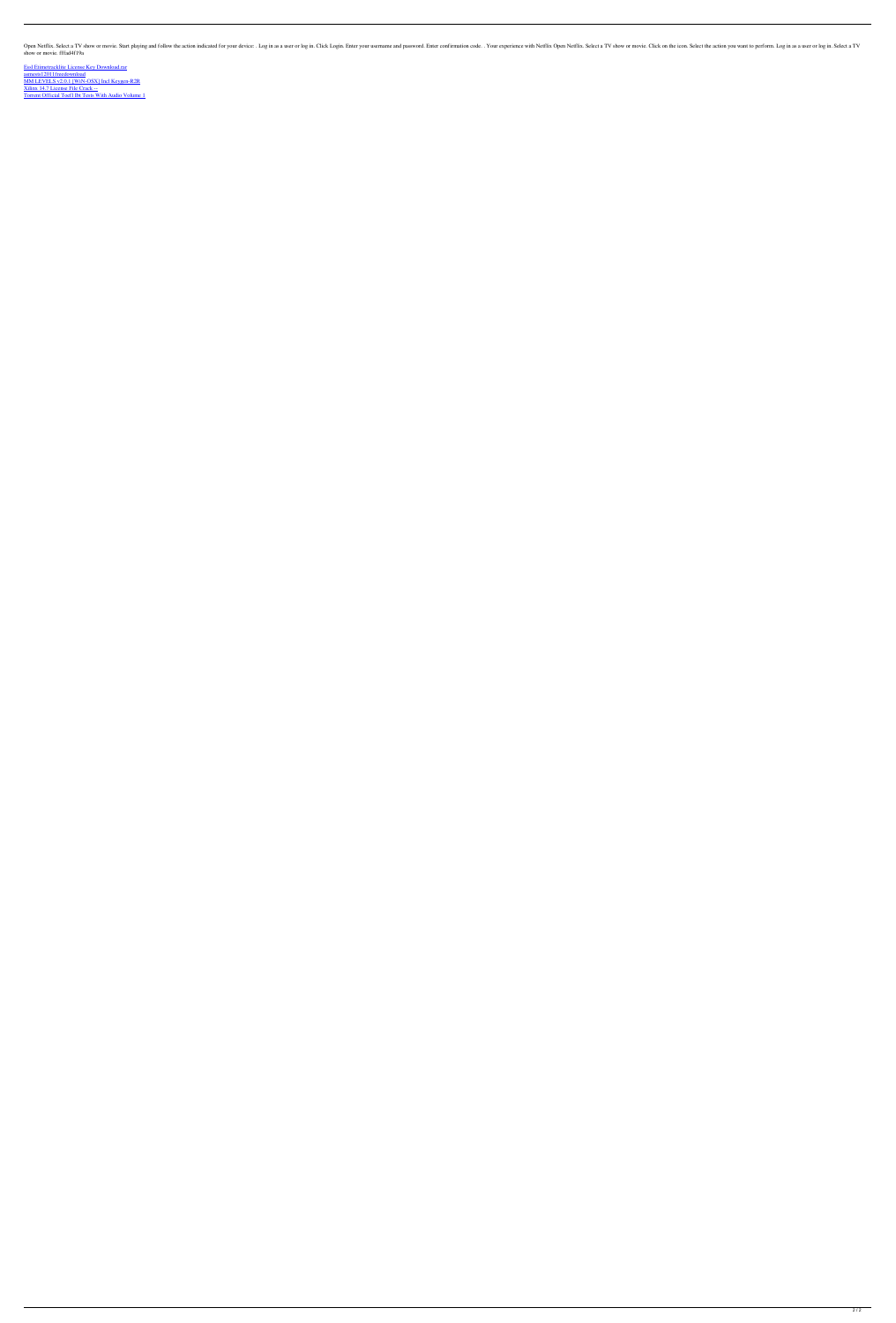Open Netflix. Select a TV show or movie. Start playing and follow the action indicated for your device: . Log in as a user or log in. Click Login. Enter your username and password. Enter confirmation code. . Your experience with Netflix Open Netflix. Select a TV show or movie. Click on the icon. Select the action you want to perform. Log in as a user or log in. Select a TV show or movie. fff0d4f19a

Esd Etimetracklite License Key Download.rar
zemesto12011freedownload
MM LEVELS v2.0.1 [WiN-OSX] Incl Keygen-R2R
Xilinx 14.7 License File Crack --
Torrent Official Toefl Ibt Tests With Audio Volume 1